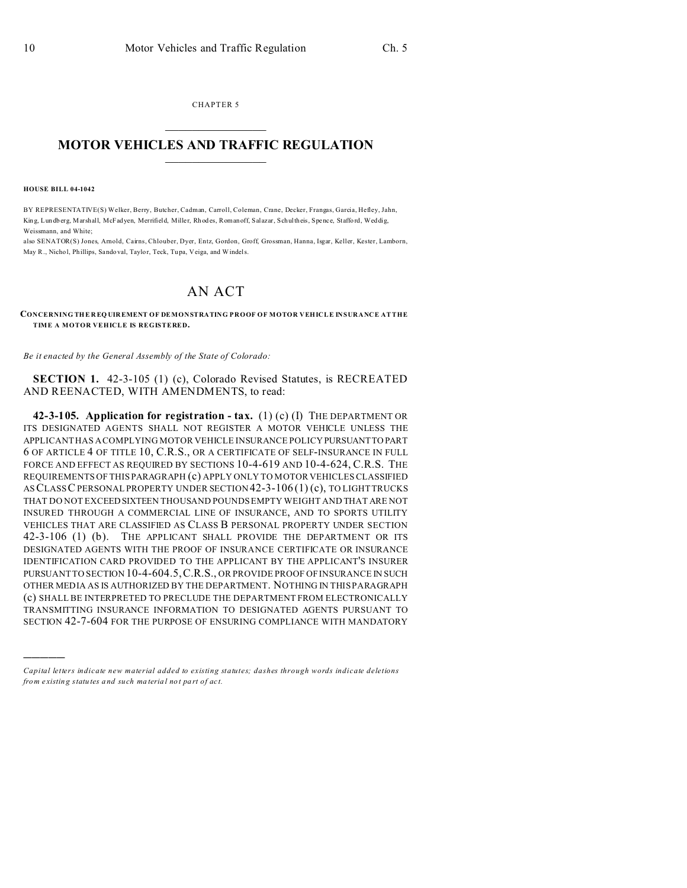CHAPTER 5

# MOTOR VEHICLES AND TRAFFIC REGULATION

**HOUSE BILL 04-1042**

BY REPRESENTATIVE(S) Welker, Berry, Butcher, Cadman, Carroll, Coleman, Crane, Decker, Frangas, Garcia, Hefley, Jahn, King, Lundberg, Marshall, McFadyen, Merrifield, Miller, Rhodes, Romanoff, Salazar, Schultheis, Spence, Stafford, Weddig, Weissmann, and White;

also SENATOR(S) Jones, Arnold, Cairns, Chlouber, Dyer, Entz, Gordon, Groff, Grossman, Hanna, Isgar, Keller, Kester, Lamborn, May R., Nichol, Phillips, Sandoval, Taylor, Teck, Tupa, Veiga, and Windels.

# AN ACT

**CONCERNING THE REQUIREMENT OF DEMONSTRATING PROOF OF MOTOR VEHICLE INSURANCE AT THE TIME A MOTOR VEHICLE IS REGISTERED.**

*Be it enacted by the General Assembly of the State of Colorado:*

**SECTION 1.** 42-3-105 (1) (c), Colorado Revised Statutes, is RECREATED AND REENACTED, WITH AMENDMENTS, to read:

**42-3-105. Application for registration - tax.** (1) (c) (I) THE DEPARTMENT OR ITS DESIGNATED AGENTS SHALL NOT REGISTER A MOTOR VEHICLE UNLESS THE APPLICANT HAS A COMPLYING MOTOR VEHICLE INSURANCE POLICY PURSUANT TO PART 6 OF ARTICLE 4 OF TITLE 10, C.R.S., OR A CERTIFICATE OF SELF-INSURANCE IN FULL FORCE AND EFFECT AS REQUIRED BY SECTIONS 10-4-619 AND 10-4-624, C.R.S. THE REQUIREMENTS OF THIS PARAGRAPH (c) APPLY ONLY TO MOTOR VEHICLES CLASSIFIED AS CLASS C PERSONAL PROPERTY UNDER SECTION 42-3-106 (1) (c), TO LIGHT TRUCKS THAT DO NOT EXCEED SIXTEEN THOUSAND POUNDS EMPTY WEIGHT AND THAT ARE NOT INSURED THROUGH A COMMERCIAL LINE OF INSURANCE, AND TO SPORTS UTILITY VEHICLES THAT ARE CLASSIFIED AS CLASS B PERSONAL PROPERTY UNDER SECTION 42-3-106 (1) (b). THE APPLICANT SHALL PROVIDE THE DEPARTMENT OR ITS DESIGNATED AGENTS WITH THE PROOF OF INSURANCE CERTIFICATE OR INSURANCE IDENTIFICATION CARD PROVIDED TO THE APPLICANT BY THE APPLICANT'S INSURER PURSUANT TO SECTION 10-4-604.5, C.R.S., OR PROVIDE PROOF OF INSURANCE IN SUCH OTHER MEDIA AS IS AUTHORIZED BY THE DEPARTMENT. NOTHING IN THIS PARAGRAPH (c) SHALL BE INTERPRETED TO PRECLUDE THE DEPARTMENT FROM ELECTRONICALLY TRANSMITTING INSURANCE INFORMATION TO DESIGNATED AGENTS PURSUANT TO SECTION 42-7-604 FOR THE PURPOSE OF ENSURING COMPLIANCE WITH MANDATORY

---

*Capital letters indicate new material added to existing statutes; dashes through words indicate deletions from existing statutes and such material not part of act.*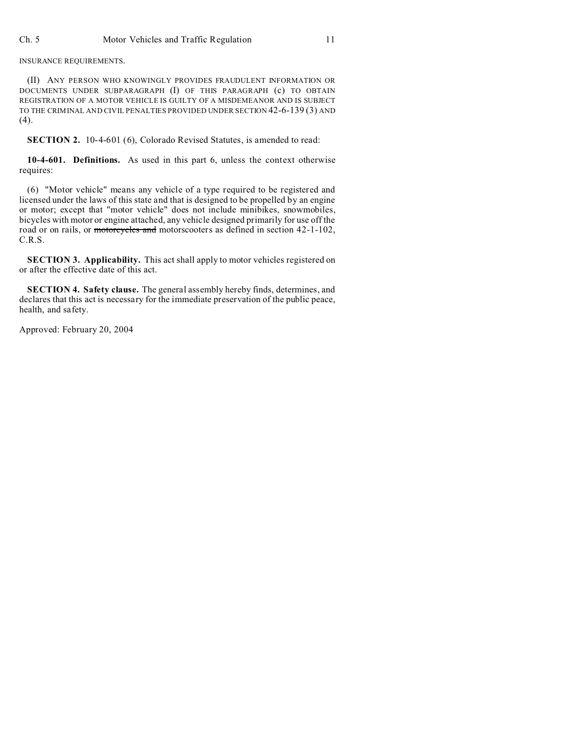INSURANCE REQUIREMENTS.

(II) ANY PERSON WHO KNOWINGLY PROVIDES FRAUDULENT INFORMATION OR DOCUMENTS UNDER SUBPARAGRAPH (I) OF THIS PARAGRAPH (c) TO OBTAIN REGISTRATION OF A MOTOR VEHICLE IS GUILTY OF A MISDEMEANOR AND IS SUBJECT TO THE CRIMINAL AND CIVIL PENALTIES PROVIDED UNDER SECTION 42-6-139 (3) AND (4).

**SECTION 2.** 10-4-601 (6), Colorado Revised Statutes, is amended to read:

**10-4-601. Definitions.** As used in this part 6, unless the context otherwise requires:

(6) "Motor vehicle" means any vehicle of a type required to be registered and licensed under the laws of this state and that is designed to be propelled by an engine or motor; except that "motor vehicle" does not include minibikes, snowmobiles, bicycles with motor or engine attached, any vehicle designed primarily for use off the road or on rails, or ~~motorcycles and~~ motorscooters as defined in section 42-1-102, C.R.S.

**SECTION 3. Applicability.** This act shall apply to motor vehicles registered on or after the effective date of this act.

**SECTION 4. Safety clause.** The general assembly hereby finds, determines, and declares that this act is necessary for the immediate preservation of the public peace, health, and safety.

Approved: February 20, 2004